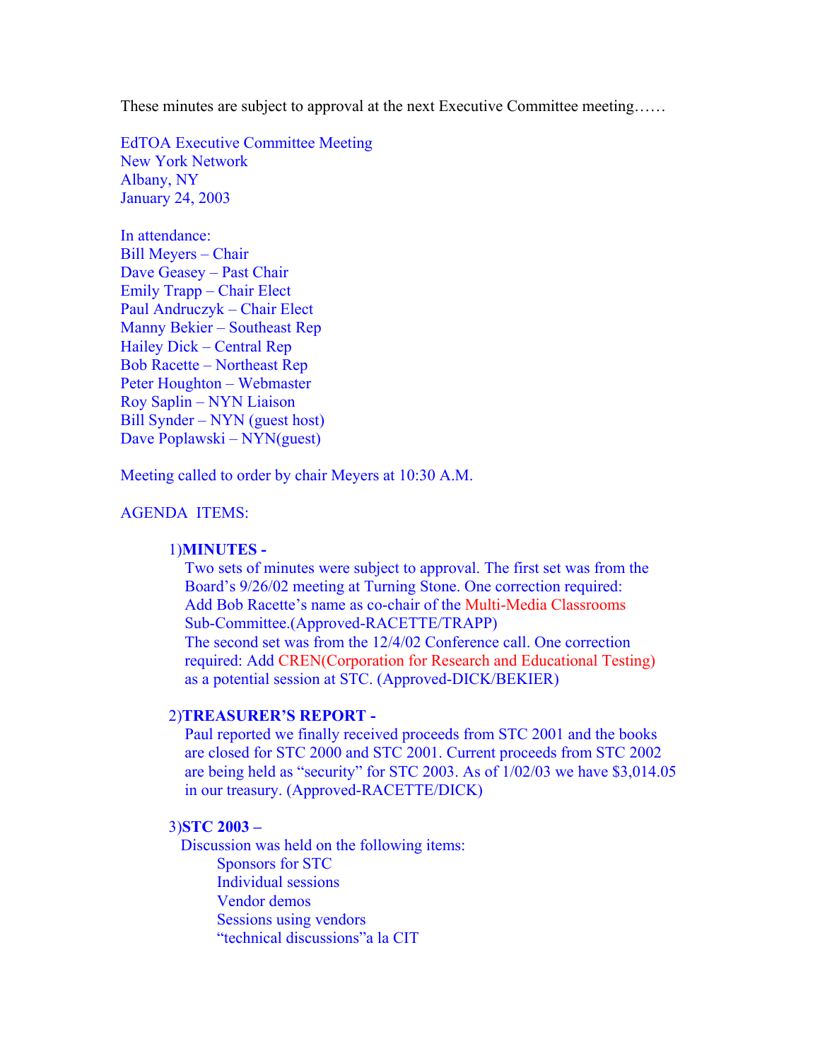These minutes are subject to approval at the next Executive Committee meeting……

EdTOA Executive Committee Meeting
New York Network
Albany, NY
January 24, 2003

In attendance:
Bill Meyers – Chair
Dave Geasey – Past Chair
Emily Trapp – Chair Elect
Paul Andruczyk – Chair Elect
Manny Bekier – Southeast Rep
Hailey Dick – Central Rep
Bob Racette – Northeast Rep
Peter Houghton – Webmaster
Roy Saplin – NYN Liaison
Bill Synder – NYN (guest host)
Dave Poplawski – NYN(guest)

Meeting called to order by chair Meyers at 10:30 A.M.

AGENDA ITEMS:

1)**MINUTES -**
Two sets of minutes were subject to approval. The first set was from the Board's 9/26/02 meeting at Turning Stone. One correction required: Add Bob Racette's name as co-chair of the Multi-Media Classrooms Sub-Committee.(Approved-RACETTE/TRAPP)
The second set was from the 12/4/02 Conference call. One correction required: Add CREN(Corporation for Research and Educational Testing) as a potential session at STC. (Approved-DICK/BEKIER)

2)**TREASURER'S REPORT -**
Paul reported we finally received proceeds from STC 2001 and the books are closed for STC 2000 and STC 2001. Current proceeds from STC 2002 are being held as "security" for STC 2003. As of 1/02/03 we have $3,014.05 in our treasury. (Approved-RACETTE/DICK)

3)**STC 2003 –**
Discussion was held on the following items:
- Sponsors for STC
- Individual sessions
- Vendor demos
- Sessions using vendors
- "technical discussions"a la CIT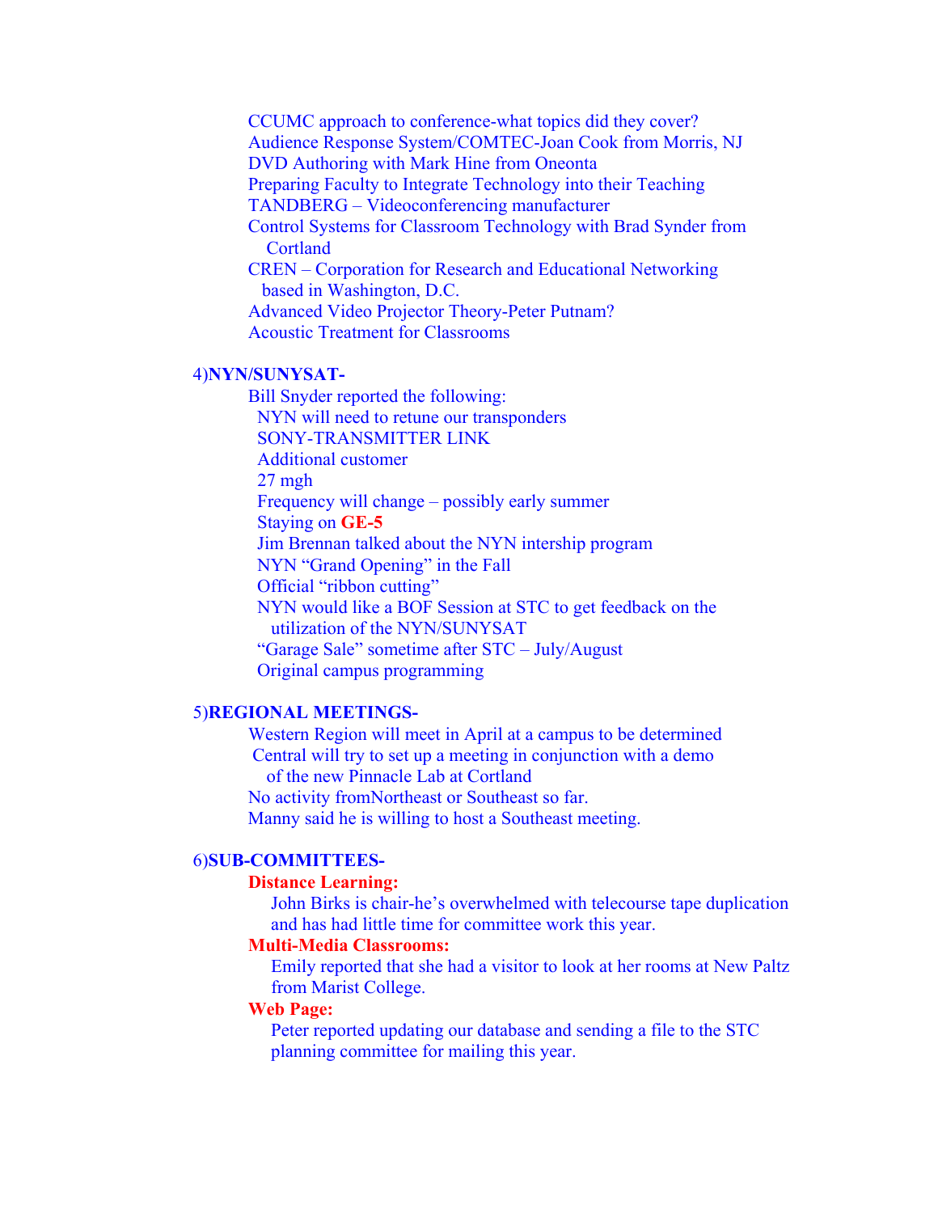CCUMC approach to conference-what topics did they cover?
Audience Response System/COMTEC-Joan Cook from Morris, NJ
DVD Authoring with Mark Hine from Oneonta
Preparing Faculty to Integrate Technology into their Teaching
TANDBERG – Videoconferencing manufacturer
Control Systems for Classroom Technology with Brad Synder from Cortland
CREN – Corporation for Research and Educational Networking based in Washington, D.C.
Advanced Video Projector Theory-Peter Putnam?
Acoustic Treatment for Classrooms

4)**NYN/SUNYSAT-**

Bill Snyder reported the following:
- NYN will need to retune our transponders
- SONY-TRANSMITTER LINK
- Additional customer
- 27 mgh
- Frequency will change – possibly early summer
- Staying on **GE-5**
- Jim Brennan talked about the NYN intership program
- NYN "Grand Opening" in the Fall
- Official "ribbon cutting"
- NYN would like a BOF Session at STC to get feedback on the utilization of the NYN/SUNYSAT
- "Garage Sale" sometime after STC – July/August
- Original campus programming

5)**REGIONAL MEETINGS-**

Western Region will meet in April at a campus to be determined
Central will try to set up a meeting in conjunction with a demo of the new Pinnacle Lab at Cortland
No activity fromNortheast or Southeast so far.
Manny said he is willing to host a Southeast meeting.

6)**SUB-COMMITTEES-**

**Distance Learning:**
John Birks is chair-he's overwhelmed with telecourse tape duplication and has had little time for committee work this year.

**Multi-Media Classrooms:**
Emily reported that she had a visitor to look at her rooms at New Paltz from Marist College.

**Web Page:**
Peter reported updating our database and sending a file to the STC planning committee for mailing this year.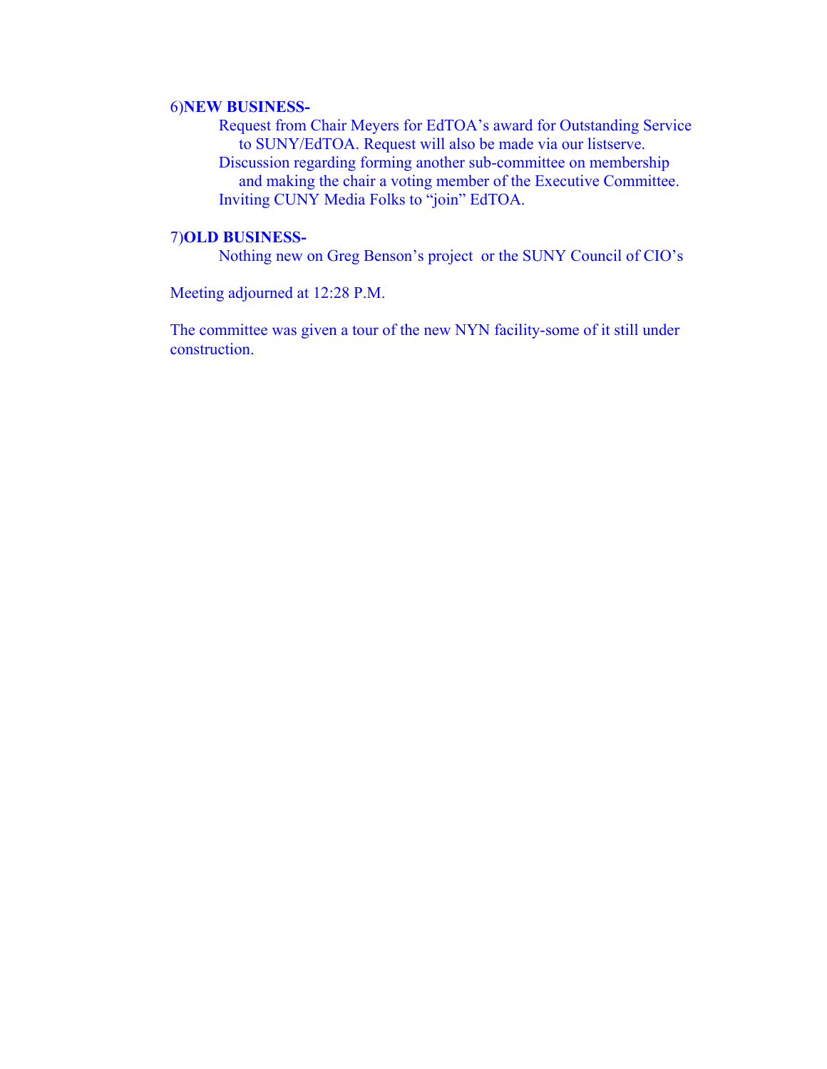6)**NEW BUSINESS-**

Request from Chair Meyers for EdTOA's award for Outstanding Service to SUNY/EdTOA. Request will also be made via our listserve.

Discussion regarding forming another sub-committee on membership and making the chair a voting member of the Executive Committee.

Inviting CUNY Media Folks to "join" EdTOA.

7)**OLD BUSINESS-**

Nothing new on Greg Benson's project or the SUNY Council of CIO's

Meeting adjourned at 12:28 P.M.

The committee was given a tour of the new NYN facility-some of it still under construction.